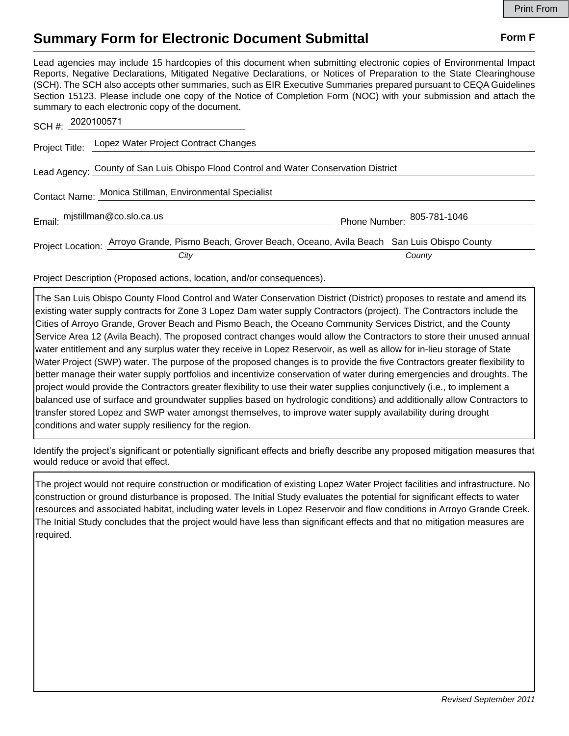# Summary Form for Electronic Document Submittal

**Form F**

Lead agencies may include 15 hardcopies of this document when submitting electronic copies of Environmental Impact Reports, Negative Declarations, Mitigated Negative Declarations, or Notices of Preparation to the State Clearinghouse (SCH). The SCH also accepts other summaries, such as EIR Executive Summaries prepared pursuant to CEQA Guidelines Section 15123. Please include one copy of the Notice of Completion Form (NOC) with your submission and attach the summary to each electronic copy of the document.

SCH #: 2020100571

Project Title: Lopez Water Project Contract Changes

Lead Agency: County of San Luis Obispo Flood Control and Water Conservation District

Contact Name: Monica Stillman, Environmental Specialist

Email: mjstillman@co.slo.ca.us Phone Number: 805-781-1046

Project Location: Arroyo Grande, Pismo Beach, Grover Beach, Oceano, Avila Beach (*City*) San Luis Obispo County (*County*)

Project Description (Proposed actions, location, and/or consequences).

The San Luis Obispo County Flood Control and Water Conservation District (District) proposes to restate and amend its existing water supply contracts for Zone 3 Lopez Dam water supply Contractors (project). The Contractors include the Cities of Arroyo Grande, Grover Beach and Pismo Beach, the Oceano Community Services District, and the County Service Area 12 (Avila Beach). The proposed contract changes would allow the Contractors to store their unused annual water entitlement and any surplus water they receive in Lopez Reservoir, as well as allow for in-lieu storage of State Water Project (SWP) water. The purpose of the proposed changes is to provide the five Contractors greater flexibility to better manage their water supply portfolios and incentivize conservation of water during emergencies and droughts. The project would provide the Contractors greater flexibility to use their water supplies conjunctively (i.e., to implement a balanced use of surface and groundwater supplies based on hydrologic conditions) and additionally allow Contractors to transfer stored Lopez and SWP water amongst themselves, to improve water supply availability during drought conditions and water supply resiliency for the region.

Identify the project's significant or potentially significant effects and briefly describe any proposed mitigation measures that would reduce or avoid that effect.

The project would not require construction or modification of existing Lopez Water Project facilities and infrastructure. No construction or ground disturbance is proposed. The Initial Study evaluates the potential for significant effects to water resources and associated habitat, including water levels in Lopez Reservoir and flow conditions in Arroyo Grande Creek. The Initial Study concludes that the project would have less than significant effects and that no mitigation measures are required.

*Revised September 2011*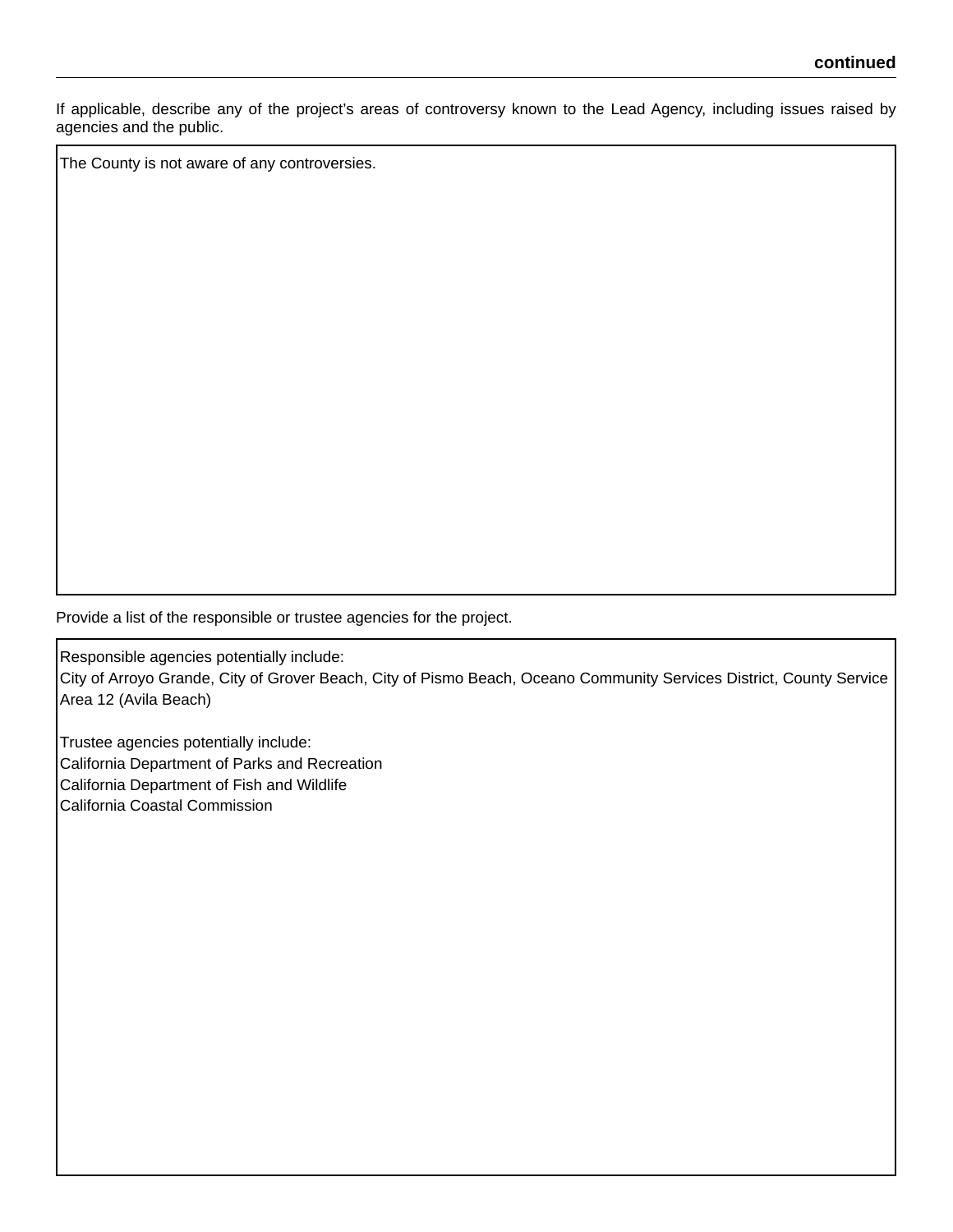**continued**

If applicable, describe any of the project's areas of controversy known to the Lead Agency, including issues raised by agencies and the public.

The County is not aware of any controversies.

Provide a list of the responsible or trustee agencies for the project.

Responsible agencies potentially include:
City of Arroyo Grande, City of Grover Beach, City of Pismo Beach, Oceano Community Services District, County Service Area 12 (Avila Beach)

Trustee agencies potentially include:
California Department of Parks and Recreation
California Department of Fish and Wildlife
California Coastal Commission